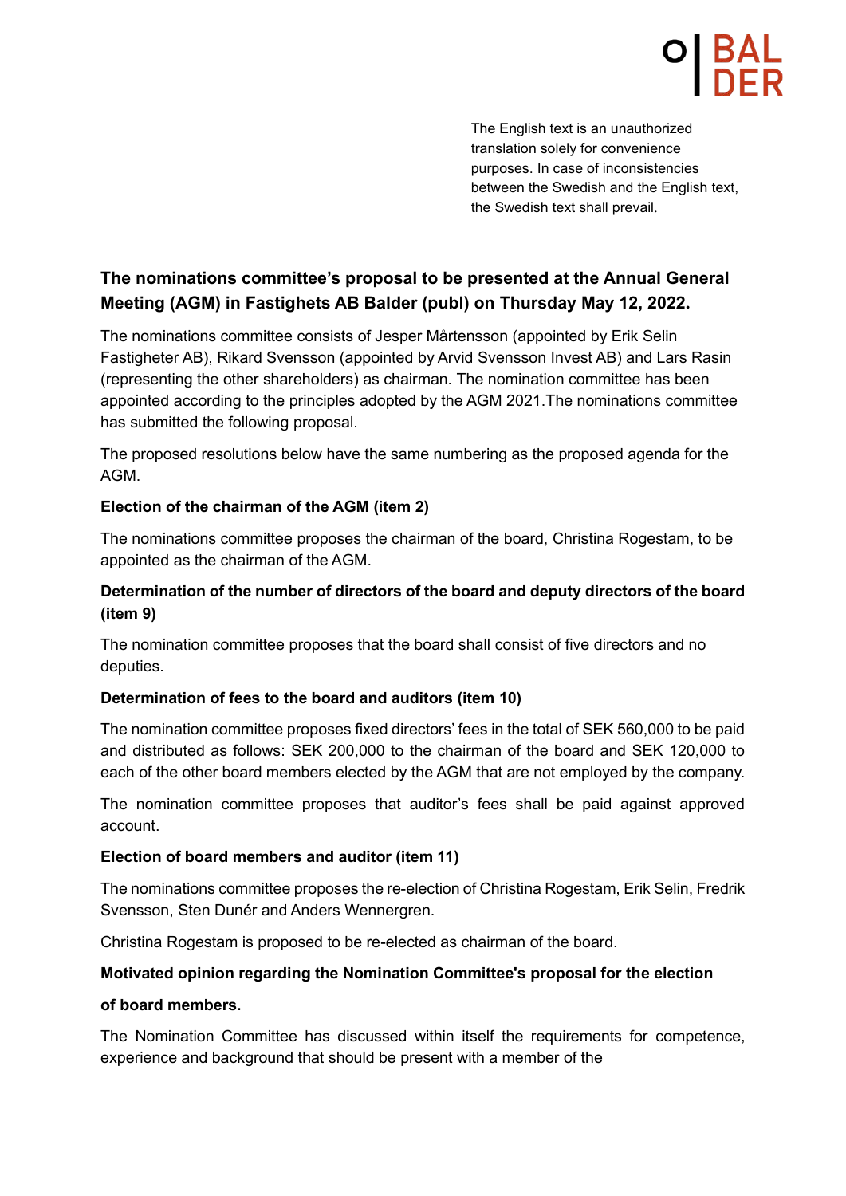The English text is an unauthorized translation solely for convenience purposes. In case of inconsistencies between the Swedish and the English text, the Swedish text shall prevail.

## The nominations committee's proposal to be presented at the Annual General Meeting (AGM) in Fastighets AB Balder (publ) on Thursday May 12, 2022.

The nominations committee consists of Jesper Mårtensson (appointed by Erik Selin Fastigheter AB), Rikard Svensson (appointed by Arvid Svensson Invest AB) and Lars Rasin (representing the other shareholders) as chairman. The nomination committee has been appointed according to the principles adopted by the AGM 2021.The nominations committee has submitted the following proposal.

The proposed resolutions below have the same numbering as the proposed agenda for the AGM.

**Election of the chairman of the AGM (item 2)**

The nominations committee proposes the chairman of the board, Christina Rogestam, to be appointed as the chairman of the AGM.

**Determination of the number of directors of the board and deputy directors of the board (item 9)**

The nomination committee proposes that the board shall consist of five directors and no deputies.

**Determination of fees to the board and auditors (item 10)**

The nomination committee proposes fixed directors' fees in the total of SEK 560,000 to be paid and distributed as follows: SEK 200,000 to the chairman of the board and SEK 120,000 to each of the other board members elected by the AGM that are not employed by the company.

The nomination committee proposes that auditor's fees shall be paid against approved account.

**Election of board members and auditor (item 11)**

The nominations committee proposes the re-election of Christina Rogestam, Erik Selin, Fredrik Svensson, Sten Dunér and Anders Wennergren.

Christina Rogestam is proposed to be re-elected as chairman of the board.

**Motivated opinion regarding the Nomination Committee's proposal for the election of board members.**

The Nomination Committee has discussed within itself the requirements for competence, experience and background that should be present with a member of the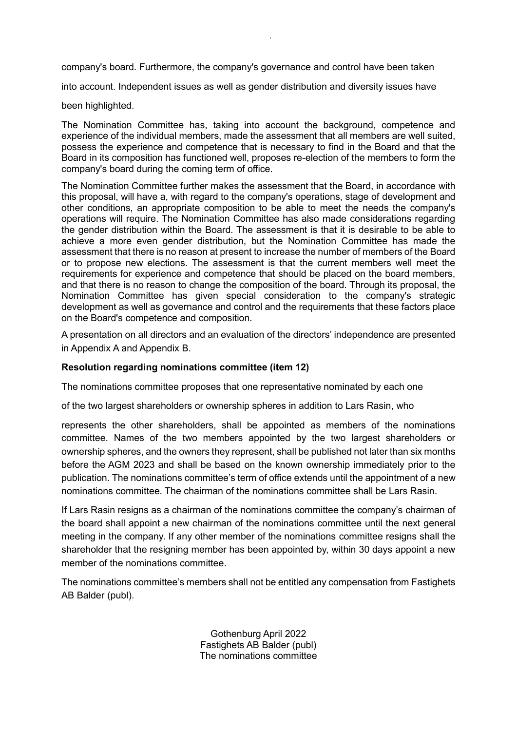company's board. Furthermore, the company's governance and control have been taken into account. Independent issues as well as gender distribution and diversity issues have been highlighted.

The Nomination Committee has, taking into account the background, competence and experience of the individual members, made the assessment that all members are well suited, possess the experience and competence that is necessary to find in the Board and that the Board in its composition has functioned well, proposes re-election of the members to form the company's board during the coming term of office.

The Nomination Committee further makes the assessment that the Board, in accordance with this proposal, will have a, with regard to the company's operations, stage of development and other conditions, an appropriate composition to be able to meet the needs the company's operations will require. The Nomination Committee has also made considerations regarding the gender distribution within the Board. The assessment is that it is desirable to be able to achieve a more even gender distribution, but the Nomination Committee has made the assessment that there is no reason at present to increase the number of members of the Board or to propose new elections. The assessment is that the current members well meet the requirements for experience and competence that should be placed on the board members, and that there is no reason to change the composition of the board. Through its proposal, the Nomination Committee has given special consideration to the company's strategic development as well as governance and control and the requirements that these factors place on the Board's competence and composition.

A presentation on all directors and an evaluation of the directors' independence are presented in Appendix A and Appendix B.

**Resolution regarding nominations committee (item 12)**

The nominations committee proposes that one representative nominated by each one of the two largest shareholders or ownership spheres in addition to Lars Rasin, who represents the other shareholders, shall be appointed as members of the nominations committee. Names of the two members appointed by the two largest shareholders or ownership spheres, and the owners they represent, shall be published not later than six months before the AGM 2023 and shall be based on the known ownership immediately prior to the publication. The nominations committee's term of office extends until the appointment of a new nominations committee. The chairman of the nominations committee shall be Lars Rasin.

If Lars Rasin resigns as a chairman of the nominations committee the company's chairman of the board shall appoint a new chairman of the nominations committee until the next general meeting in the company. If any other member of the nominations committee resigns shall the shareholder that the resigning member has been appointed by, within 30 days appoint a new member of the nominations committee.

The nominations committee's members shall not be entitled any compensation from Fastighets AB Balder (publ).

Gothenburg April 2022
Fastighets AB Balder (publ)
The nominations committee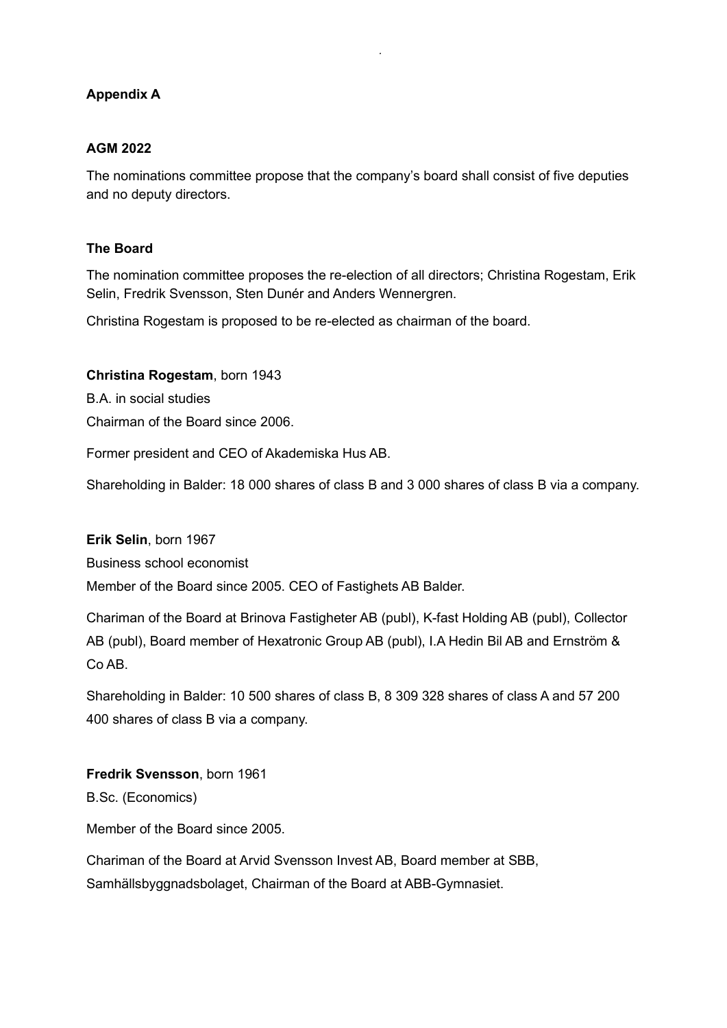**Appendix A**

**AGM 2022**

The nominations committee propose that the company's board shall consist of five deputies and no deputy directors.

**The Board**

The nomination committee proposes the re-election of all directors; Christina Rogestam, Erik Selin, Fredrik Svensson, Sten Dunér and Anders Wennergren.

Christina Rogestam is proposed to be re-elected as chairman of the board.

**Christina Rogestam**, born 1943

B.A. in social studies

Chairman of the Board since 2006.

Former president and CEO of Akademiska Hus AB.

Shareholding in Balder: 18 000 shares of class B and 3 000 shares of class B via a company.

**Erik Selin**, born 1967

Business school economist

Member of the Board since 2005. CEO of Fastighets AB Balder.

Chariman of the Board at Brinova Fastigheter AB (publ), K-fast Holding AB (publ), Collector AB (publ), Board member of Hexatronic Group AB (publ), I.A Hedin Bil AB and Ernström & Co AB.

Shareholding in Balder: 10 500 shares of class B, 8 309 328 shares of class A and 57 200 400 shares of class B via a company.

**Fredrik Svensson**, born 1961

B.Sc. (Economics)

Member of the Board since 2005.

Chariman of the Board at Arvid Svensson Invest AB, Board member at SBB, Samhällsbyggnadsbolaget, Chairman of the Board at ABB-Gymnasiet.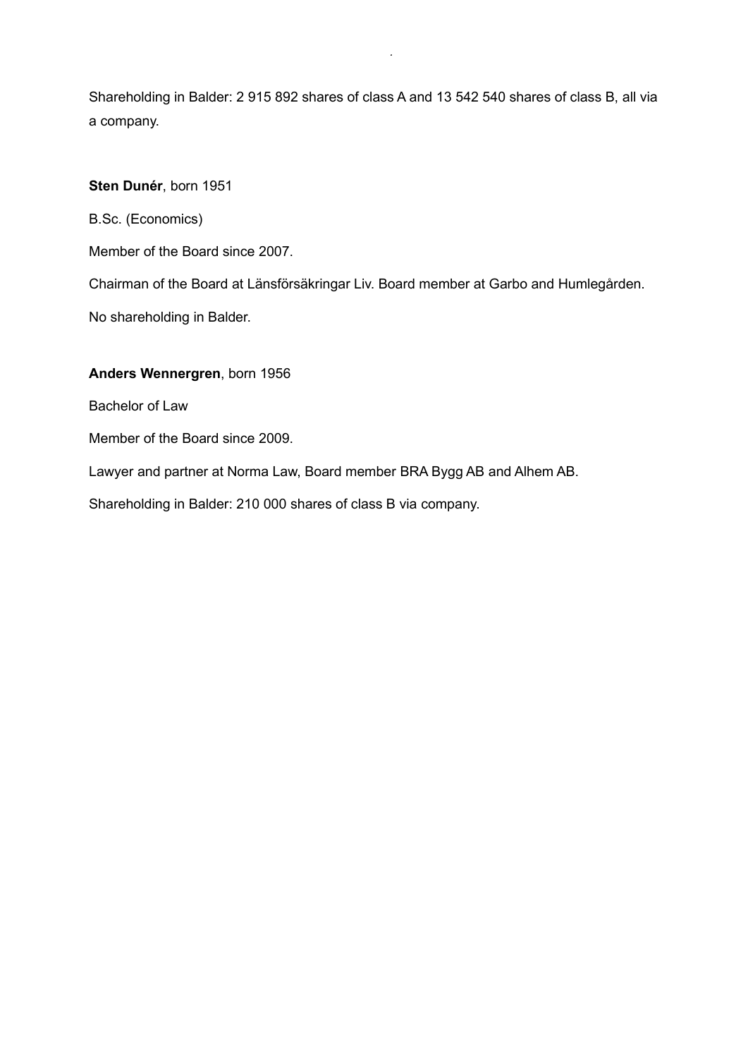Shareholding in Balder: 2 915 892 shares of class A and 13 542 540 shares of class B, all via a company.

**Sten Dunér**, born 1951

B.Sc. (Economics)

Member of the Board since 2007.

Chairman of the Board at Länsförsäkringar Liv. Board member at Garbo and Humlegården.

No shareholding in Balder.

**Anders Wennergren**, born 1956

Bachelor of Law

Member of the Board since 2009.

Lawyer and partner at Norma Law, Board member BRA Bygg AB and Alhem AB.

Shareholding in Balder: 210 000 shares of class B via company.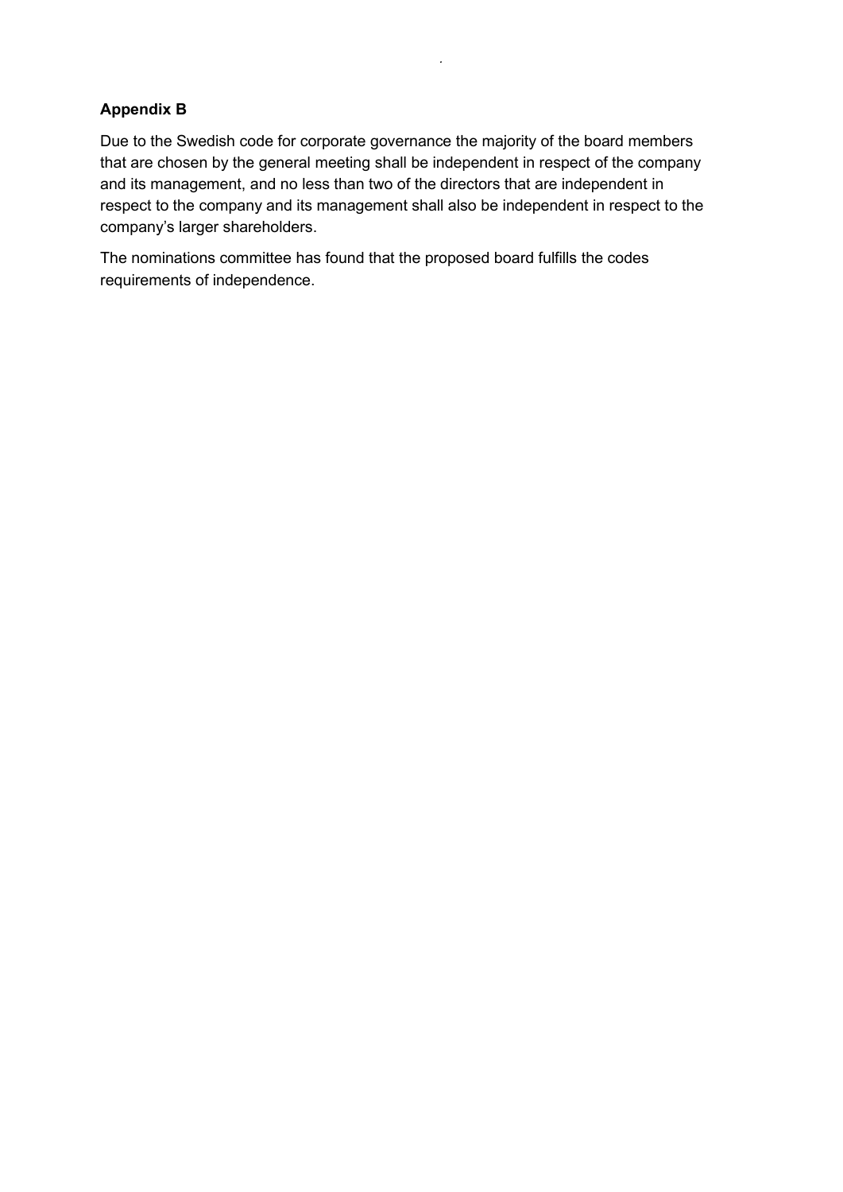**Appendix B**

Due to the Swedish code for corporate governance the majority of the board members that are chosen by the general meeting shall be independent in respect of the company and its management, and no less than two of the directors that are independent in respect to the company and its management shall also be independent in respect to the company's larger shareholders.

The nominations committee has found that the proposed board fulfills the codes requirements of independence.